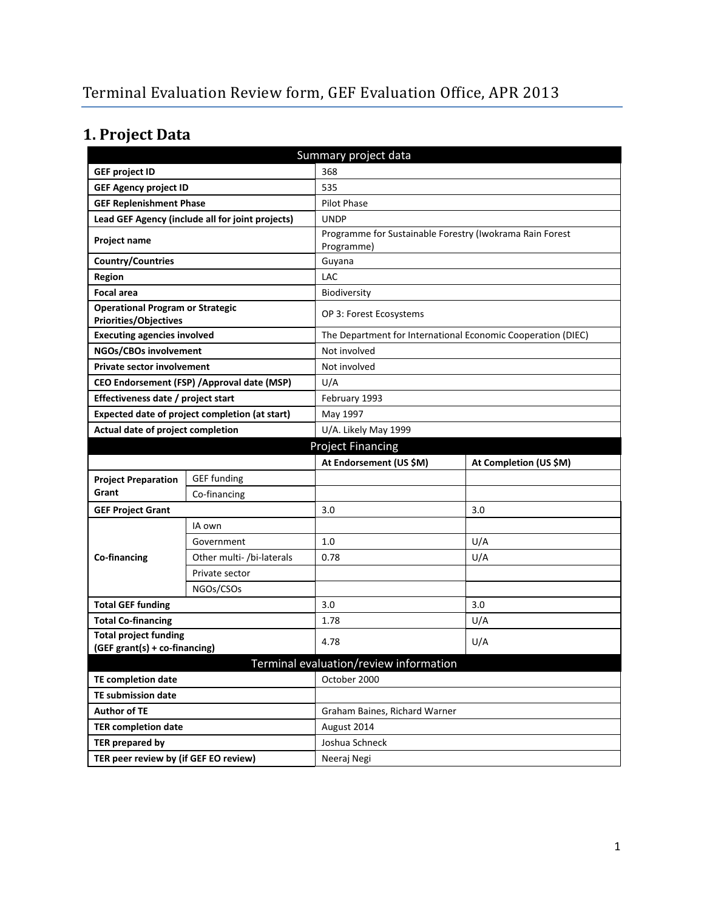# Terminal Evaluation Review form, GEF Evaluation Office, APR 2013

## 1. Project Data

| Summary project data | | | |
|---|---|---|---|
| **GEF project ID** | | 368 | |
| **GEF Agency project ID** | | 535 | |
| **GEF Replenishment Phase** | | Pilot Phase | |
| **Lead GEF Agency (include all for joint projects)** | | UNDP | |
| **Project name** | | Programme for Sustainable Forestry (Iwokrama Rain Forest Programme) | |
| **Country/Countries** | | Guyana | |
| **Region** | | LAC | |
| **Focal area** | | Biodiversity | |
| **Operational Program or Strategic Priorities/Objectives** | | OP 3: Forest Ecosystems | |
| **Executing agencies involved** | | The Department for International Economic Cooperation (DIEC) | |
| **NGOs/CBOs involvement** | | Not involved | |
| **Private sector involvement** | | Not involved | |
| **CEO Endorsement (FSP) /Approval date (MSP)** | | U/A | |
| **Effectiveness date / project start** | | February 1993 | |
| **Expected date of project completion (at start)** | | May 1997 | |
| **Actual date of project completion** | | U/A. Likely May 1999 | |
| **Project Financing** | | | |
| | | **At Endorsement (US $M)** | **At Completion (US $M)** |
| **Project Preparation Grant** | GEF funding | | |
| | Co-financing | | |
| **GEF Project Grant** | | 3.0 | 3.0 |
| **Co-financing** | IA own | | |
| | Government | 1.0 | U/A |
| | Other multi- /bi-laterals | 0.78 | U/A |
| | Private sector | | |
| | NGOs/CSOs | | |
| **Total GEF funding** | | 3.0 | 3.0 |
| **Total Co-financing** | | 1.78 | U/A |
| **Total project funding (GEF grant(s) + co-financing)** | | 4.78 | U/A |
| **Terminal evaluation/review information** | | | |
| **TE completion date** | | October 2000 | |
| **TE submission date** | | | |
| **Author of TE** | | Graham Baines, Richard Warner | |
| **TER completion date** | | August 2014 | |
| **TER prepared by** | | Joshua Schneck | |
| **TER peer review by (if GEF EO review)** | | Neeraj Negi | |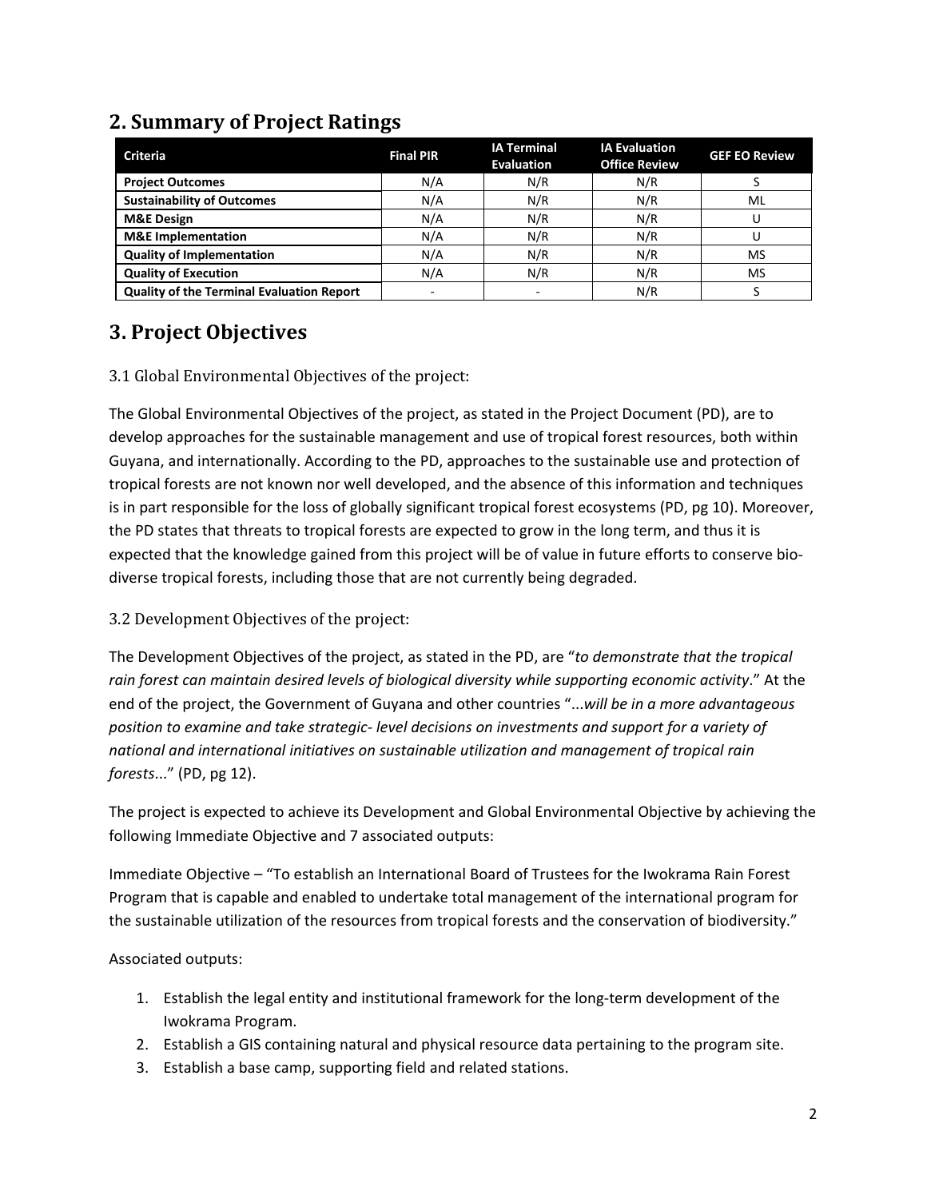## 2. Summary of Project Ratings

| Criteria | Final PIR | IA Terminal Evaluation | IA Evaluation Office Review | GEF EO Review |
|---|---|---|---|---|
| **Project Outcomes** | N/A | N/R | N/R | S |
| **Sustainability of Outcomes** | N/A | N/R | N/R | ML |
| **M&E Design** | N/A | N/R | N/R | U |
| **M&E Implementation** | N/A | N/R | N/R | U |
| **Quality of Implementation** | N/A | N/R | N/R | MS |
| **Quality of Execution** | N/A | N/R | N/R | MS |
| **Quality of the Terminal Evaluation Report** | - | - | N/R | S |

## 3. Project Objectives

### 3.1 Global Environmental Objectives of the project:

The Global Environmental Objectives of the project, as stated in the Project Document (PD), are to develop approaches for the sustainable management and use of tropical forest resources, both within Guyana, and internationally. According to the PD, approaches to the sustainable use and protection of tropical forests are not known nor well developed, and the absence of this information and techniques is in part responsible for the loss of globally significant tropical forest ecosystems (PD, pg 10). Moreover, the PD states that threats to tropical forests are expected to grow in the long term, and thus it is expected that the knowledge gained from this project will be of value in future efforts to conserve bio-diverse tropical forests, including those that are not currently being degraded.

### 3.2 Development Objectives of the project:

The Development Objectives of the project, as stated in the PD, are "*to demonstrate that the tropical rain forest can maintain desired levels of biological diversity while supporting economic activity*." At the end of the project, the Government of Guyana and other countries "...*will be in a more advantageous position to examine and take strategic- level decisions on investments and support for a variety of national and international initiatives on sustainable utilization and management of tropical rain forests*..." (PD, pg 12).

The project is expected to achieve its Development and Global Environmental Objective by achieving the following Immediate Objective and 7 associated outputs:

Immediate Objective – "To establish an International Board of Trustees for the Iwokrama Rain Forest Program that is capable and enabled to undertake total management of the international program for the sustainable utilization of the resources from tropical forests and the conservation of biodiversity."

Associated outputs:

1. Establish the legal entity and institutional framework for the long-term development of the Iwokrama Program.
2. Establish a GIS containing natural and physical resource data pertaining to the program site.
3. Establish a base camp, supporting field and related stations.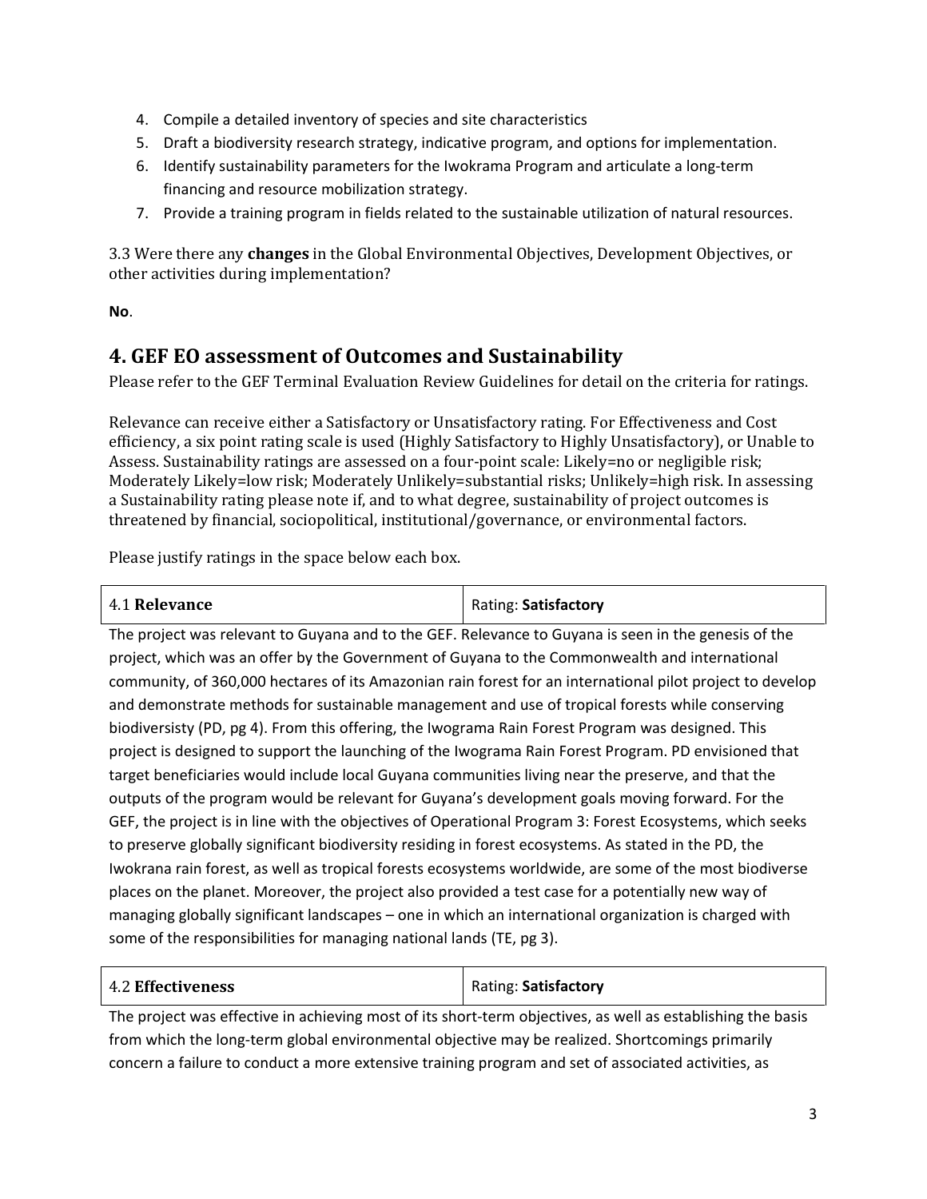4. Compile a detailed inventory of species and site characteristics
5. Draft a biodiversity research strategy, indicative program, and options for implementation.
6. Identify sustainability parameters for the Iwokrama Program and articulate a long-term financing and resource mobilization strategy.
7. Provide a training program in fields related to the sustainable utilization of natural resources.

3.3 Were there any **changes** in the Global Environmental Objectives, Development Objectives, or other activities during implementation?

**No**.

## 4. GEF EO assessment of Outcomes and Sustainability

Please refer to the GEF Terminal Evaluation Review Guidelines for detail on the criteria for ratings.

Relevance can receive either a Satisfactory or Unsatisfactory rating. For Effectiveness and Cost efficiency, a six point rating scale is used (Highly Satisfactory to Highly Unsatisfactory), or Unable to Assess. Sustainability ratings are assessed on a four-point scale: Likely=no or negligible risk; Moderately Likely=low risk; Moderately Unlikely=substantial risks; Unlikely=high risk. In assessing a Sustainability rating please note if, and to what degree, sustainability of project outcomes is threatened by financial, sociopolitical, institutional/governance, or environmental factors.

Please justify ratings in the space below each box.

| 4.1 **Relevance** | Rating: **Satisfactory** |
|---|---|

The project was relevant to Guyana and to the GEF. Relevance to Guyana is seen in the genesis of the project, which was an offer by the Government of Guyana to the Commonwealth and international community, of 360,000 hectares of its Amazonian rain forest for an international pilot project to develop and demonstrate methods for sustainable management and use of tropical forests while conserving biodiversisty (PD, pg 4). From this offering, the Iwograma Rain Forest Program was designed. This project is designed to support the launching of the Iwograma Rain Forest Program. PD envisioned that target beneficiaries would include local Guyana communities living near the preserve, and that the outputs of the program would be relevant for Guyana's development goals moving forward. For the GEF, the project is in line with the objectives of Operational Program 3: Forest Ecosystems, which seeks to preserve globally significant biodiversity residing in forest ecosystems. As stated in the PD, the Iwokrana rain forest, as well as tropical forests ecosystems worldwide, are some of the most biodiverse places on the planet. Moreover, the project also provided a test case for a potentially new way of managing globally significant landscapes – one in which an international organization is charged with some of the responsibilities for managing national lands (TE, pg 3).

| 4.2 **Effectiveness** | Rating: **Satisfactory** |
|---|---|

The project was effective in achieving most of its short-term objectives, as well as establishing the basis from which the long-term global environmental objective may be realized. Shortcomings primarily concern a failure to conduct a more extensive training program and set of associated activities, as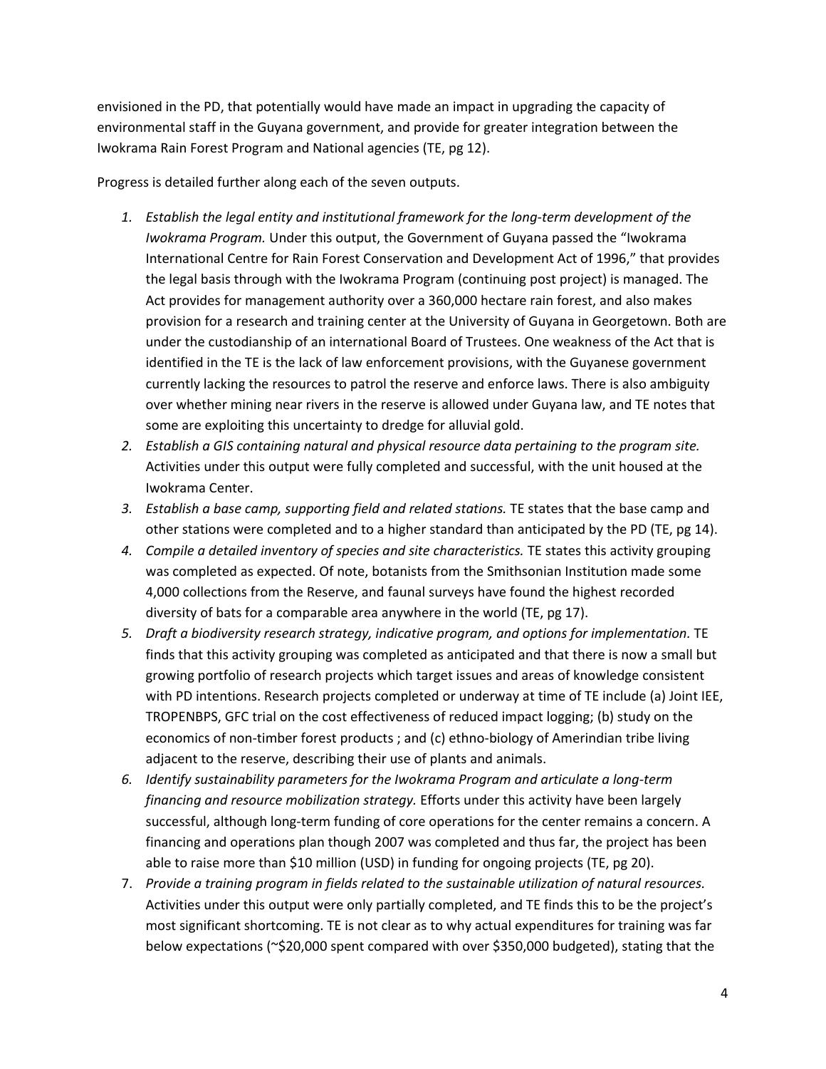envisioned in the PD, that potentially would have made an impact in upgrading the capacity of environmental staff in the Guyana government, and provide for greater integration between the Iwokrama Rain Forest Program and National agencies (TE, pg 12).

Progress is detailed further along each of the seven outputs.

1. *Establish the legal entity and institutional framework for the long-term development of the Iwokrama Program.* Under this output, the Government of Guyana passed the "Iwokrama International Centre for Rain Forest Conservation and Development Act of 1996," that provides the legal basis through with the Iwokrama Program (continuing post project) is managed. The Act provides for management authority over a 360,000 hectare rain forest, and also makes provision for a research and training center at the University of Guyana in Georgetown. Both are under the custodianship of an international Board of Trustees. One weakness of the Act that is identified in the TE is the lack of law enforcement provisions, with the Guyanese government currently lacking the resources to patrol the reserve and enforce laws. There is also ambiguity over whether mining near rivers in the reserve is allowed under Guyana law, and TE notes that some are exploiting this uncertainty to dredge for alluvial gold.
2. *Establish a GIS containing natural and physical resource data pertaining to the program site.* Activities under this output were fully completed and successful, with the unit housed at the Iwokrama Center.
3. *Establish a base camp, supporting field and related stations.* TE states that the base camp and other stations were completed and to a higher standard than anticipated by the PD (TE, pg 14).
4. *Compile a detailed inventory of species and site characteristics.* TE states this activity grouping was completed as expected. Of note, botanists from the Smithsonian Institution made some 4,000 collections from the Reserve, and faunal surveys have found the highest recorded diversity of bats for a comparable area anywhere in the world (TE, pg 17).
5. *Draft a biodiversity research strategy, indicative program, and options for implementation.* TE finds that this activity grouping was completed as anticipated and that there is now a small but growing portfolio of research projects which target issues and areas of knowledge consistent with PD intentions. Research projects completed or underway at time of TE include (a) Joint IEE, TROPENBPS, GFC trial on the cost effectiveness of reduced impact logging; (b) study on the economics of non-timber forest products ; and (c) ethno-biology of Amerindian tribe living adjacent to the reserve, describing their use of plants and animals.
6. *Identify sustainability parameters for the Iwokrama Program and articulate a long-term financing and resource mobilization strategy.* Efforts under this activity have been largely successful, although long-term funding of core operations for the center remains a concern. A financing and operations plan though 2007 was completed and thus far, the project has been able to raise more than $10 million (USD) in funding for ongoing projects (TE, pg 20).
7. *Provide a training program in fields related to the sustainable utilization of natural resources.* Activities under this output were only partially completed, and TE finds this to be the project's most significant shortcoming. TE is not clear as to why actual expenditures for training was far below expectations (~$20,000 spent compared with over $350,000 budgeted), stating that the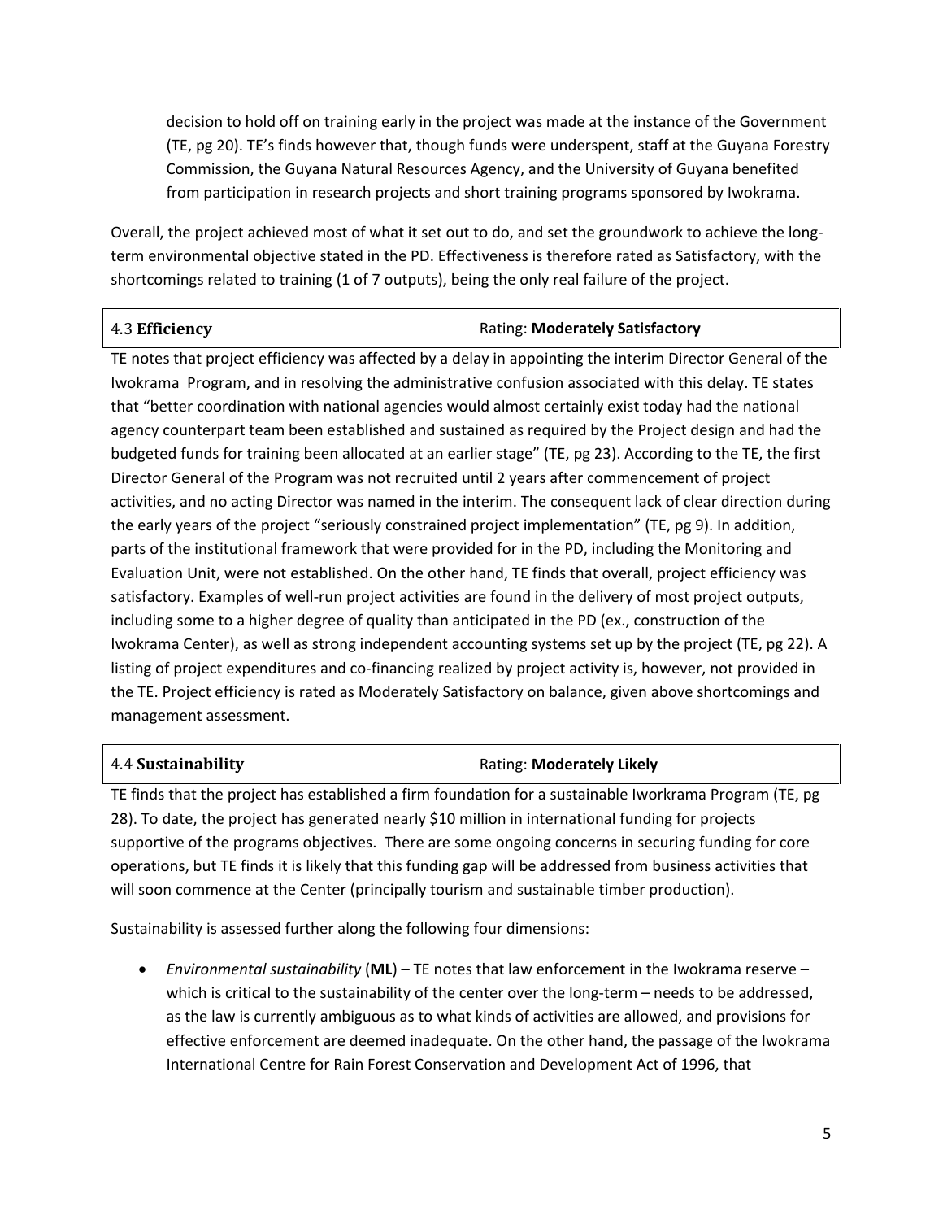decision to hold off on training early in the project was made at the instance of the Government (TE, pg 20). TE's finds however that, though funds were underspent, staff at the Guyana Forestry Commission, the Guyana Natural Resources Agency, and the University of Guyana benefited from participation in research projects and short training programs sponsored by Iwokrama.

Overall, the project achieved most of what it set out to do, and set the groundwork to achieve the long-term environmental objective stated in the PD. Effectiveness is therefore rated as Satisfactory, with the shortcomings related to training (1 of 7 outputs), being the only real failure of the project.

| 4.3 **Efficiency** | Rating: **Moderately Satisfactory** |
|---|---|

TE notes that project efficiency was affected by a delay in appointing the interim Director General of the Iwokrama Program, and in resolving the administrative confusion associated with this delay. TE states that "better coordination with national agencies would almost certainly exist today had the national agency counterpart team been established and sustained as required by the Project design and had the budgeted funds for training been allocated at an earlier stage" (TE, pg 23). According to the TE, the first Director General of the Program was not recruited until 2 years after commencement of project activities, and no acting Director was named in the interim. The consequent lack of clear direction during the early years of the project "seriously constrained project implementation" (TE, pg 9). In addition, parts of the institutional framework that were provided for in the PD, including the Monitoring and Evaluation Unit, were not established. On the other hand, TE finds that overall, project efficiency was satisfactory. Examples of well-run project activities are found in the delivery of most project outputs, including some to a higher degree of quality than anticipated in the PD (ex., construction of the Iwokrama Center), as well as strong independent accounting systems set up by the project (TE, pg 22). A listing of project expenditures and co-financing realized by project activity is, however, not provided in the TE. Project efficiency is rated as Moderately Satisfactory on balance, given above shortcomings and management assessment.

| 4.4 **Sustainability** | Rating: **Moderately Likely** |
|---|---|

TE finds that the project has established a firm foundation for a sustainable Iworkrama Program (TE, pg 28). To date, the project has generated nearly $10 million in international funding for projects supportive of the programs objectives. There are some ongoing concerns in securing funding for core operations, but TE finds it is likely that this funding gap will be addressed from business activities that will soon commence at the Center (principally tourism and sustainable timber production).

Sustainability is assessed further along the following four dimensions:

- *Environmental sustainability* (**ML**) – TE notes that law enforcement in the Iwokrama reserve – which is critical to the sustainability of the center over the long-term – needs to be addressed, as the law is currently ambiguous as to what kinds of activities are allowed, and provisions for effective enforcement are deemed inadequate. On the other hand, the passage of the Iwokrama International Centre for Rain Forest Conservation and Development Act of 1996, that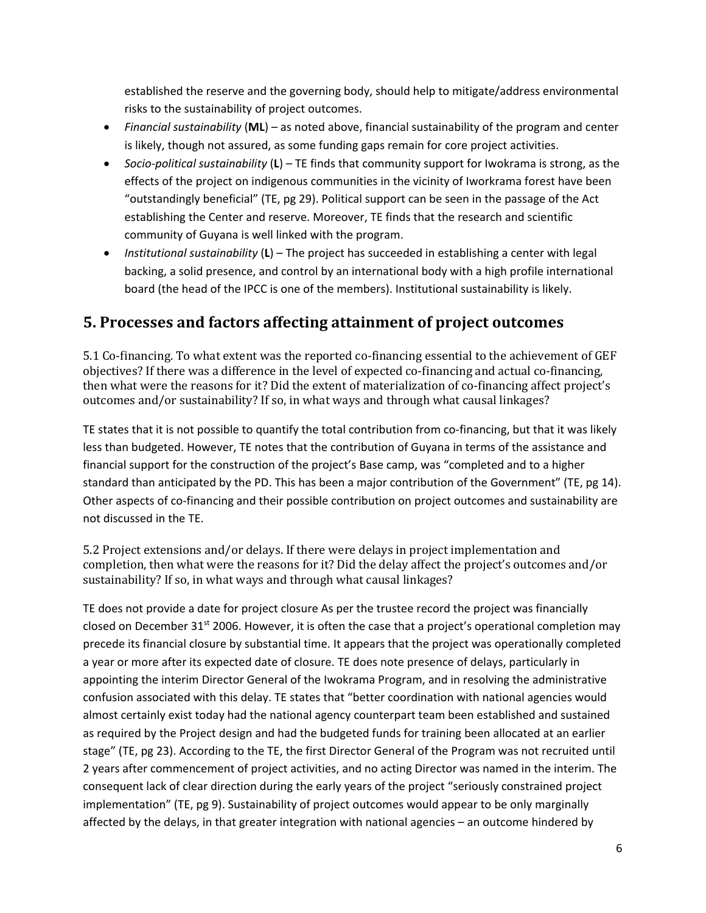established the reserve and the governing body, should help to mitigate/address environmental risks to the sustainability of project outcomes.

- *Financial sustainability* (**ML**) – as noted above, financial sustainability of the program and center is likely, though not assured, as some funding gaps remain for core project activities.
- *Socio-political sustainability* (**L**) – TE finds that community support for Iwokrama is strong, as the effects of the project on indigenous communities in the vicinity of Iworkrama forest have been "outstandingly beneficial" (TE, pg 29). Political support can be seen in the passage of the Act establishing the Center and reserve. Moreover, TE finds that the research and scientific community of Guyana is well linked with the program.
- *Institutional sustainability* (**L**) – The project has succeeded in establishing a center with legal backing, a solid presence, and control by an international body with a high profile international board (the head of the IPCC is one of the members). Institutional sustainability is likely.

## 5. Processes and factors affecting attainment of project outcomes

5.1 Co-financing. To what extent was the reported co-financing essential to the achievement of GEF objectives? If there was a difference in the level of expected co-financing and actual co-financing, then what were the reasons for it? Did the extent of materialization of co-financing affect project's outcomes and/or sustainability? If so, in what ways and through what causal linkages?

TE states that it is not possible to quantify the total contribution from co-financing, but that it was likely less than budgeted. However, TE notes that the contribution of Guyana in terms of the assistance and financial support for the construction of the project's Base camp, was "completed and to a higher standard than anticipated by the PD. This has been a major contribution of the Government" (TE, pg 14). Other aspects of co-financing and their possible contribution on project outcomes and sustainability are not discussed in the TE.

5.2 Project extensions and/or delays. If there were delays in project implementation and completion, then what were the reasons for it? Did the delay affect the project's outcomes and/or sustainability? If so, in what ways and through what causal linkages?

TE does not provide a date for project closure As per the trustee record the project was financially closed on December 31st 2006. However, it is often the case that a project's operational completion may precede its financial closure by substantial time. It appears that the project was operationally completed a year or more after its expected date of closure. TE does note presence of delays, particularly in appointing the interim Director General of the Iwokrama Program, and in resolving the administrative confusion associated with this delay. TE states that "better coordination with national agencies would almost certainly exist today had the national agency counterpart team been established and sustained as required by the Project design and had the budgeted funds for training been allocated at an earlier stage" (TE, pg 23). According to the TE, the first Director General of the Program was not recruited until 2 years after commencement of project activities, and no acting Director was named in the interim. The consequent lack of clear direction during the early years of the project "seriously constrained project implementation" (TE, pg 9). Sustainability of project outcomes would appear to be only marginally affected by the delays, in that greater integration with national agencies – an outcome hindered by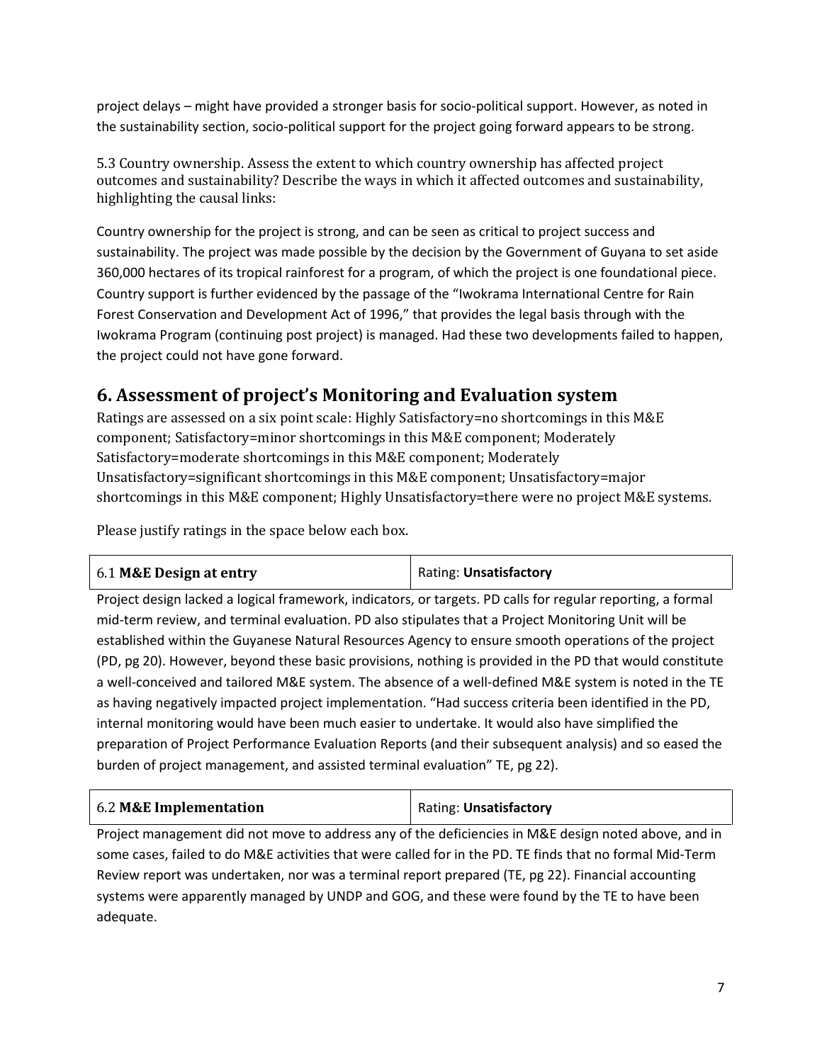project delays – might have provided a stronger basis for socio-political support. However, as noted in the sustainability section, socio-political support for the project going forward appears to be strong.

5.3 Country ownership. Assess the extent to which country ownership has affected project outcomes and sustainability? Describe the ways in which it affected outcomes and sustainability, highlighting the causal links:

Country ownership for the project is strong, and can be seen as critical to project success and sustainability. The project was made possible by the decision by the Government of Guyana to set aside 360,000 hectares of its tropical rainforest for a program, of which the project is one foundational piece. Country support is further evidenced by the passage of the "Iwokrama International Centre for Rain Forest Conservation and Development Act of 1996," that provides the legal basis through with the Iwokrama Program (continuing post project) is managed. Had these two developments failed to happen, the project could not have gone forward.

## 6. Assessment of project's Monitoring and Evaluation system

Ratings are assessed on a six point scale: Highly Satisfactory=no shortcomings in this M&E component; Satisfactory=minor shortcomings in this M&E component; Moderately Satisfactory=moderate shortcomings in this M&E component; Moderately Unsatisfactory=significant shortcomings in this M&E component; Unsatisfactory=major shortcomings in this M&E component; Highly Unsatisfactory=there were no project M&E systems.

Please justify ratings in the space below each box.

| 6.1 **M&E Design at entry** | Rating: **Unsatisfactory** |
|---|---|

Project design lacked a logical framework, indicators, or targets. PD calls for regular reporting, a formal mid-term review, and terminal evaluation. PD also stipulates that a Project Monitoring Unit will be established within the Guyanese Natural Resources Agency to ensure smooth operations of the project (PD, pg 20). However, beyond these basic provisions, nothing is provided in the PD that would constitute a well-conceived and tailored M&E system. The absence of a well-defined M&E system is noted in the TE as having negatively impacted project implementation. "Had success criteria been identified in the PD, internal monitoring would have been much easier to undertake. It would also have simplified the preparation of Project Performance Evaluation Reports (and their subsequent analysis) and so eased the burden of project management, and assisted terminal evaluation" TE, pg 22).

| 6.2 **M&E Implementation** | Rating: **Unsatisfactory** |
|---|---|

Project management did not move to address any of the deficiencies in M&E design noted above, and in some cases, failed to do M&E activities that were called for in the PD. TE finds that no formal Mid-Term Review report was undertaken, nor was a terminal report prepared (TE, pg 22). Financial accounting systems were apparently managed by UNDP and GOG, and these were found by the TE to have been adequate.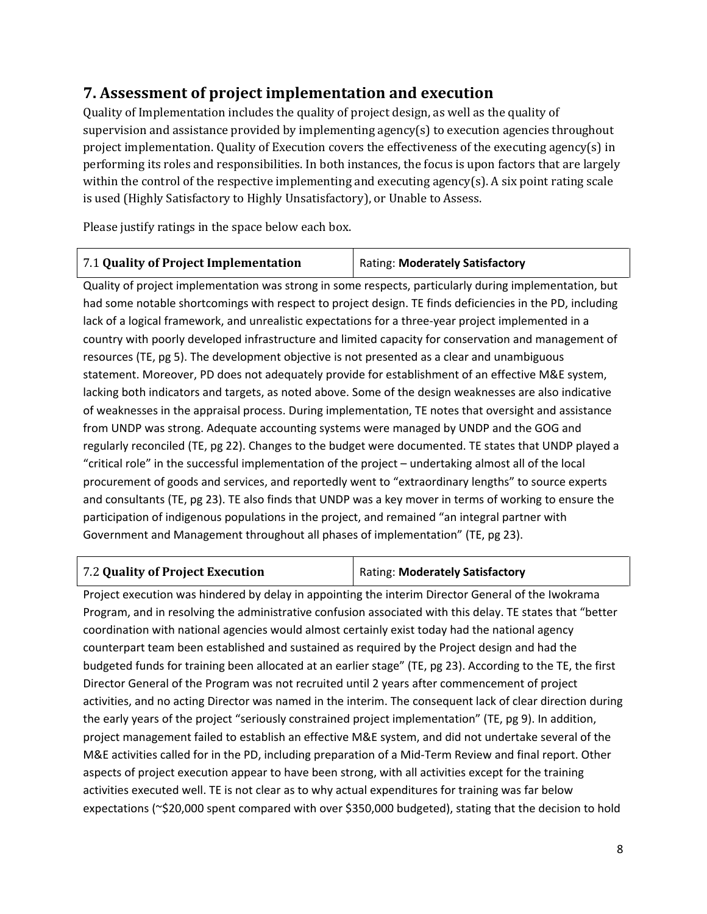## 7. Assessment of project implementation and execution

Quality of Implementation includes the quality of project design, as well as the quality of supervision and assistance provided by implementing agency(s) to execution agencies throughout project implementation. Quality of Execution covers the effectiveness of the executing agency(s) in performing its roles and responsibilities. In both instances, the focus is upon factors that are largely within the control of the respective implementing and executing agency(s). A six point rating scale is used (Highly Satisfactory to Highly Unsatisfactory), or Unable to Assess.

Please justify ratings in the space below each box.

| 7.1 **Quality of Project Implementation** | Rating: **Moderately Satisfactory** |
|---|---|

Quality of project implementation was strong in some respects, particularly during implementation, but had some notable shortcomings with respect to project design. TE finds deficiencies in the PD, including lack of a logical framework, and unrealistic expectations for a three-year project implemented in a country with poorly developed infrastructure and limited capacity for conservation and management of resources (TE, pg 5). The development objective is not presented as a clear and unambiguous statement. Moreover, PD does not adequately provide for establishment of an effective M&E system, lacking both indicators and targets, as noted above. Some of the design weaknesses are also indicative of weaknesses in the appraisal process. During implementation, TE notes that oversight and assistance from UNDP was strong. Adequate accounting systems were managed by UNDP and the GOG and regularly reconciled (TE, pg 22). Changes to the budget were documented. TE states that UNDP played a "critical role" in the successful implementation of the project – undertaking almost all of the local procurement of goods and services, and reportedly went to "extraordinary lengths" to source experts and consultants (TE, pg 23). TE also finds that UNDP was a key mover in terms of working to ensure the participation of indigenous populations in the project, and remained "an integral partner with Government and Management throughout all phases of implementation" (TE, pg 23).

| 7.2 **Quality of Project Execution** | Rating: **Moderately Satisfactory** |
|---|---|

Project execution was hindered by delay in appointing the interim Director General of the Iwokrama Program, and in resolving the administrative confusion associated with this delay. TE states that "better coordination with national agencies would almost certainly exist today had the national agency counterpart team been established and sustained as required by the Project design and had the budgeted funds for training been allocated at an earlier stage" (TE, pg 23). According to the TE, the first Director General of the Program was not recruited until 2 years after commencement of project activities, and no acting Director was named in the interim. The consequent lack of clear direction during the early years of the project "seriously constrained project implementation" (TE, pg 9). In addition, project management failed to establish an effective M&E system, and did not undertake several of the M&E activities called for in the PD, including preparation of a Mid-Term Review and final report. Other aspects of project execution appear to have been strong, with all activities except for the training activities executed well. TE is not clear as to why actual expenditures for training was far below expectations (~$20,000 spent compared with over $350,000 budgeted), stating that the decision to hold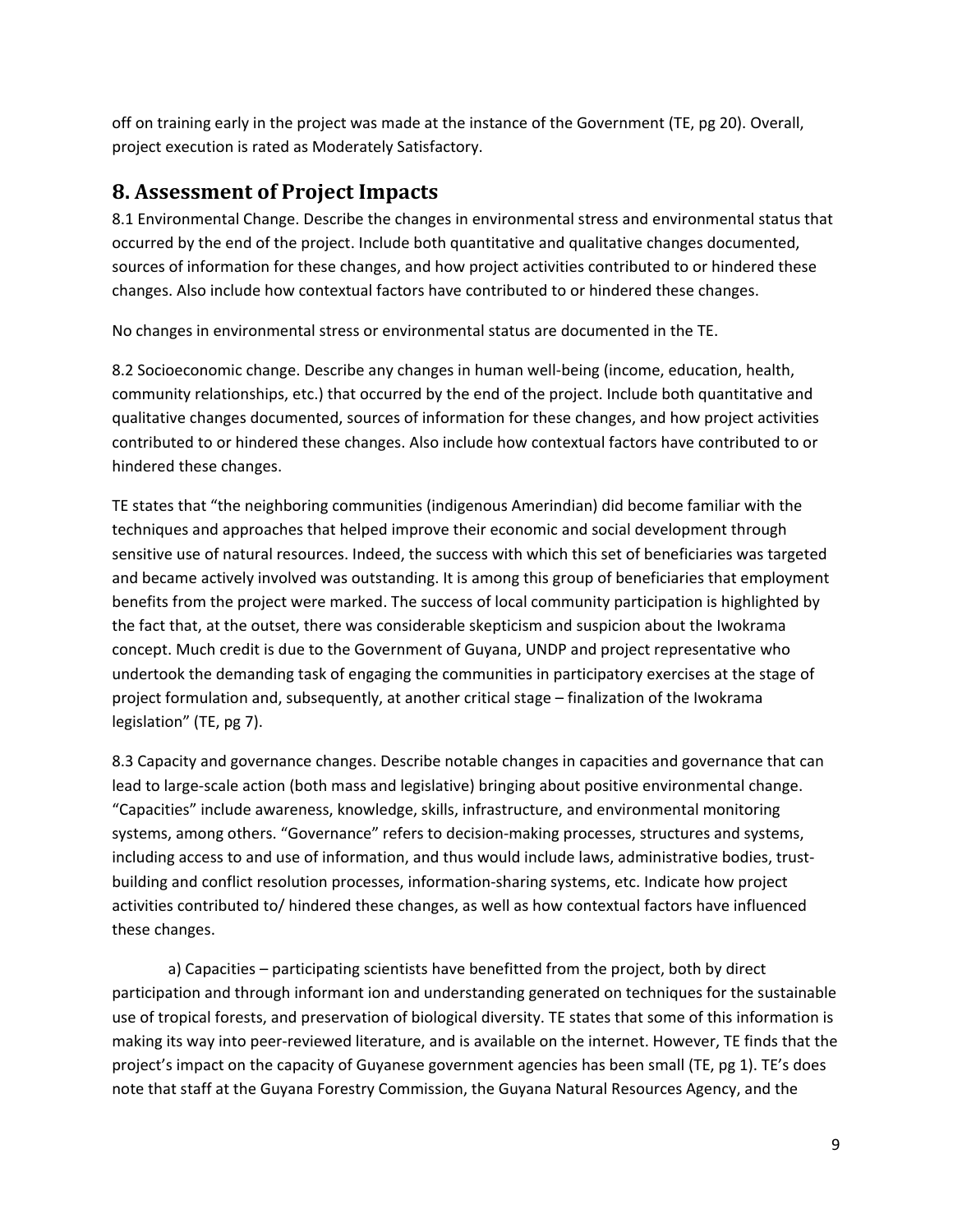off on training early in the project was made at the instance of the Government (TE, pg 20). Overall, project execution is rated as Moderately Satisfactory.

## 8. Assessment of Project Impacts

8.1 Environmental Change. Describe the changes in environmental stress and environmental status that occurred by the end of the project. Include both quantitative and qualitative changes documented, sources of information for these changes, and how project activities contributed to or hindered these changes. Also include how contextual factors have contributed to or hindered these changes.

No changes in environmental stress or environmental status are documented in the TE.

8.2 Socioeconomic change. Describe any changes in human well-being (income, education, health, community relationships, etc.) that occurred by the end of the project. Include both quantitative and qualitative changes documented, sources of information for these changes, and how project activities contributed to or hindered these changes. Also include how contextual factors have contributed to or hindered these changes.

TE states that "the neighboring communities (indigenous Amerindian) did become familiar with the techniques and approaches that helped improve their economic and social development through sensitive use of natural resources. Indeed, the success with which this set of beneficiaries was targeted and became actively involved was outstanding. It is among this group of beneficiaries that employment benefits from the project were marked. The success of local community participation is highlighted by the fact that, at the outset, there was considerable skepticism and suspicion about the Iwokrama concept. Much credit is due to the Government of Guyana, UNDP and project representative who undertook the demanding task of engaging the communities in participatory exercises at the stage of project formulation and, subsequently, at another critical stage – finalization of the Iwokrama legislation" (TE, pg 7).

8.3 Capacity and governance changes. Describe notable changes in capacities and governance that can lead to large-scale action (both mass and legislative) bringing about positive environmental change. "Capacities" include awareness, knowledge, skills, infrastructure, and environmental monitoring systems, among others. "Governance" refers to decision-making processes, structures and systems, including access to and use of information, and thus would include laws, administrative bodies, trust-building and conflict resolution processes, information-sharing systems, etc. Indicate how project activities contributed to/ hindered these changes, as well as how contextual factors have influenced these changes.

a) Capacities – participating scientists have benefitted from the project, both by direct participation and through informant ion and understanding generated on techniques for the sustainable use of tropical forests, and preservation of biological diversity. TE states that some of this information is making its way into peer-reviewed literature, and is available on the internet. However, TE finds that the project's impact on the capacity of Guyanese government agencies has been small (TE, pg 1). TE's does note that staff at the Guyana Forestry Commission, the Guyana Natural Resources Agency, and the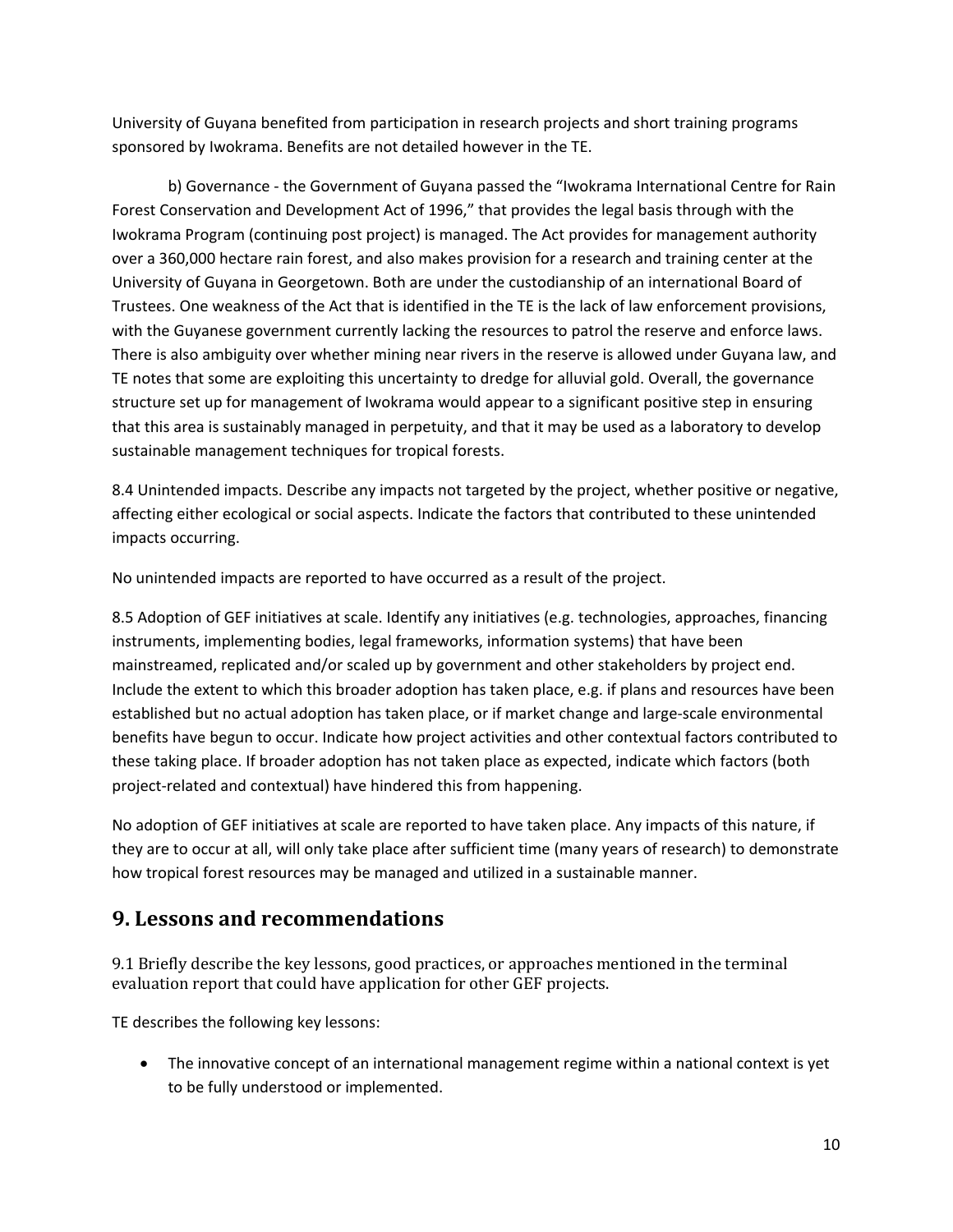University of Guyana benefited from participation in research projects and short training programs sponsored by Iwokrama. Benefits are not detailed however in the TE.

b) Governance - the Government of Guyana passed the "Iwokrama International Centre for Rain Forest Conservation and Development Act of 1996," that provides the legal basis through with the Iwokrama Program (continuing post project) is managed. The Act provides for management authority over a 360,000 hectare rain forest, and also makes provision for a research and training center at the University of Guyana in Georgetown. Both are under the custodianship of an international Board of Trustees. One weakness of the Act that is identified in the TE is the lack of law enforcement provisions, with the Guyanese government currently lacking the resources to patrol the reserve and enforce laws. There is also ambiguity over whether mining near rivers in the reserve is allowed under Guyana law, and TE notes that some are exploiting this uncertainty to dredge for alluvial gold. Overall, the governance structure set up for management of Iwokrama would appear to a significant positive step in ensuring that this area is sustainably managed in perpetuity, and that it may be used as a laboratory to develop sustainable management techniques for tropical forests.

8.4 Unintended impacts. Describe any impacts not targeted by the project, whether positive or negative, affecting either ecological or social aspects. Indicate the factors that contributed to these unintended impacts occurring.

No unintended impacts are reported to have occurred as a result of the project.

8.5 Adoption of GEF initiatives at scale. Identify any initiatives (e.g. technologies, approaches, financing instruments, implementing bodies, legal frameworks, information systems) that have been mainstreamed, replicated and/or scaled up by government and other stakeholders by project end. Include the extent to which this broader adoption has taken place, e.g. if plans and resources have been established but no actual adoption has taken place, or if market change and large-scale environmental benefits have begun to occur. Indicate how project activities and other contextual factors contributed to these taking place. If broader adoption has not taken place as expected, indicate which factors (both project-related and contextual) have hindered this from happening.

No adoption of GEF initiatives at scale are reported to have taken place. Any impacts of this nature, if they are to occur at all, will only take place after sufficient time (many years of research) to demonstrate how tropical forest resources may be managed and utilized in a sustainable manner.

## 9. Lessons and recommendations

9.1 Briefly describe the key lessons, good practices, or approaches mentioned in the terminal evaluation report that could have application for other GEF projects.

TE describes the following key lessons:

- The innovative concept of an international management regime within a national context is yet to be fully understood or implemented.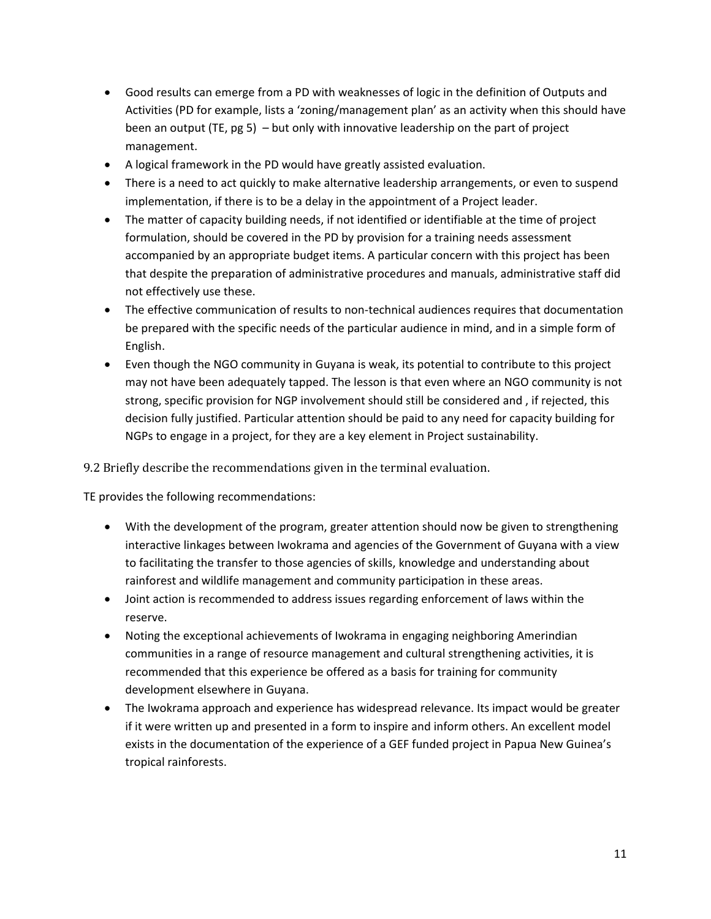- Good results can emerge from a PD with weaknesses of logic in the definition of Outputs and Activities (PD for example, lists a 'zoning/management plan' as an activity when this should have been an output (TE, pg 5) – but only with innovative leadership on the part of project management.
- A logical framework in the PD would have greatly assisted evaluation.
- There is a need to act quickly to make alternative leadership arrangements, or even to suspend implementation, if there is to be a delay in the appointment of a Project leader.
- The matter of capacity building needs, if not identified or identifiable at the time of project formulation, should be covered in the PD by provision for a training needs assessment accompanied by an appropriate budget items. A particular concern with this project has been that despite the preparation of administrative procedures and manuals, administrative staff did not effectively use these.
- The effective communication of results to non-technical audiences requires that documentation be prepared with the specific needs of the particular audience in mind, and in a simple form of English.
- Even though the NGO community in Guyana is weak, its potential to contribute to this project may not have been adequately tapped. The lesson is that even where an NGO community is not strong, specific provision for NGP involvement should still be considered and , if rejected, this decision fully justified. Particular attention should be paid to any need for capacity building for NGPs to engage in a project, for they are a key element in Project sustainability.

### 9.2 Briefly describe the recommendations given in the terminal evaluation.

TE provides the following recommendations:

- With the development of the program, greater attention should now be given to strengthening interactive linkages between Iwokrama and agencies of the Government of Guyana with a view to facilitating the transfer to those agencies of skills, knowledge and understanding about rainforest and wildlife management and community participation in these areas.
- Joint action is recommended to address issues regarding enforcement of laws within the reserve.
- Noting the exceptional achievements of Iwokrama in engaging neighboring Amerindian communities in a range of resource management and cultural strengthening activities, it is recommended that this experience be offered as a basis for training for community development elsewhere in Guyana.
- The Iwokrama approach and experience has widespread relevance. Its impact would be greater if it were written up and presented in a form to inspire and inform others. An excellent model exists in the documentation of the experience of a GEF funded project in Papua New Guinea's tropical rainforests.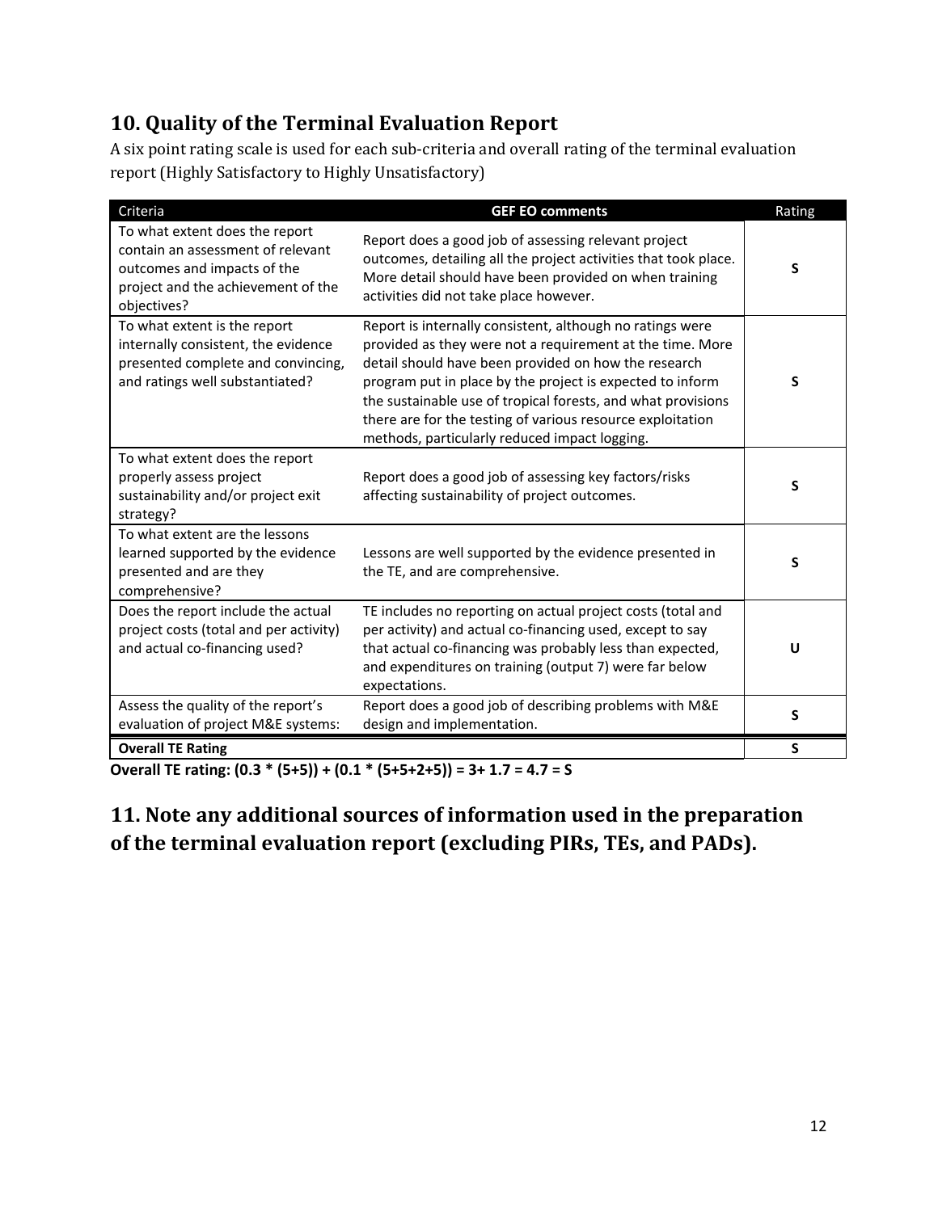## 10. Quality of the Terminal Evaluation Report

A six point rating scale is used for each sub-criteria and overall rating of the terminal evaluation report (Highly Satisfactory to Highly Unsatisfactory)

| Criteria | GEF EO comments | Rating |
|---|---|---|
| To what extent does the report contain an assessment of relevant outcomes and impacts of the project and the achievement of the objectives? | Report does a good job of assessing relevant project outcomes, detailing all the project activities that took place. More detail should have been provided on when training activities did not take place however. | S |
| To what extent is the report internally consistent, the evidence presented complete and convincing, and ratings well substantiated? | Report is internally consistent, although no ratings were provided as they were not a requirement at the time. More detail should have been provided on how the research program put in place by the project is expected to inform the sustainable use of tropical forests, and what provisions there are for the testing of various resource exploitation methods, particularly reduced impact logging. | S |
| To what extent does the report properly assess project sustainability and/or project exit strategy? | Report does a good job of assessing key factors/risks affecting sustainability of project outcomes. | S |
| To what extent are the lessons learned supported by the evidence presented and are they comprehensive? | Lessons are well supported by the evidence presented in the TE, and are comprehensive. | S |
| Does the report include the actual project costs (total and per activity) and actual co-financing used? | TE includes no reporting on actual project costs (total and per activity) and actual co-financing used, except to say that actual co-financing was probably less than expected, and expenditures on training (output 7) were far below expectations. | U |
| Assess the quality of the report's evaluation of project M&E systems: | Report does a good job of describing problems with M&E design and implementation. | S |
| **Overall TE Rating** | | S |

**Overall TE rating: (0.3 * (5+5)) + (0.1 * (5+5+2+5)) = 3+ 1.7 = 4.7 = S**

## 11. Note any additional sources of information used in the preparation of the terminal evaluation report (excluding PIRs, TEs, and PADs).